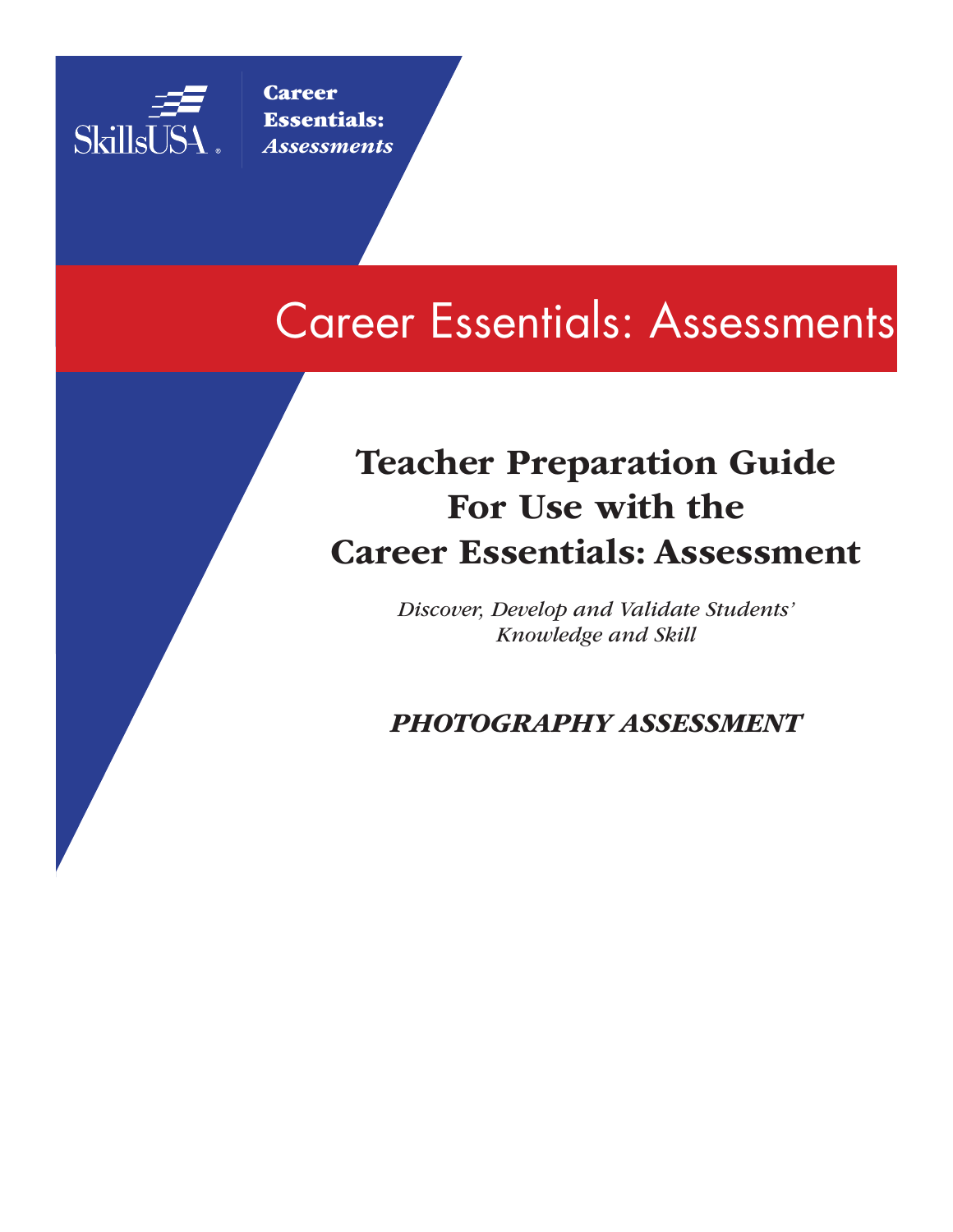SkillsUSA

**Career Essentials:** ***Assessments***

# Career Essentials: Assessments

## Teacher Preparation Guide For Use with the Career Essentials: Assessment

*Discover, Develop and Validate Students' Knowledge and Skill*

***PHOTOGRAPHY ASSESSMENT***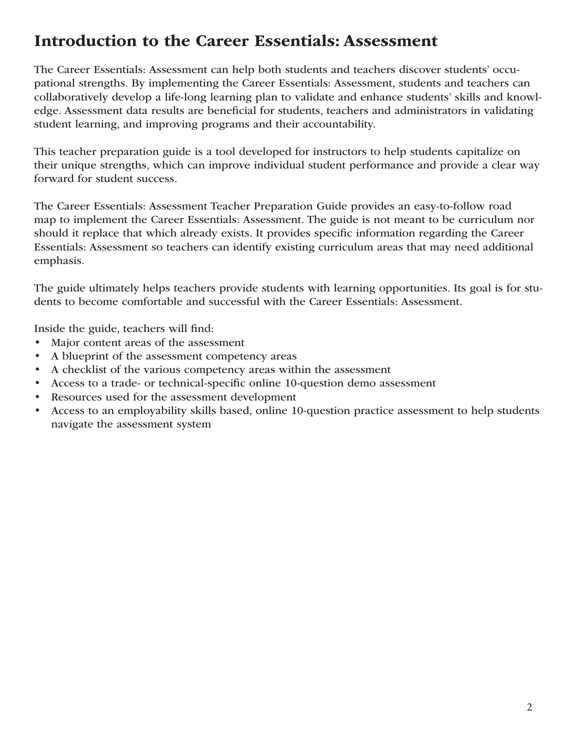# Introduction to the Career Essentials: Assessment

The Career Essentials: Assessment can help both students and teachers discover students' occupational strengths. By implementing the Career Essentials: Assessment, students and teachers can collaboratively develop a life-long learning plan to validate and enhance students' skills and knowledge. Assessment data results are beneficial for students, teachers and administrators in validating student learning, and improving programs and their accountability.

This teacher preparation guide is a tool developed for instructors to help students capitalize on their unique strengths, which can improve individual student performance and provide a clear way forward for student success.

The Career Essentials: Assessment Teacher Preparation Guide provides an easy-to-follow road map to implement the Career Essentials: Assessment. The guide is not meant to be curriculum nor should it replace that which already exists. It provides specific information regarding the Career Essentials: Assessment so teachers can identify existing curriculum areas that may need additional emphasis.

The guide ultimately helps teachers provide students with learning opportunities. Its goal is for students to become comfortable and successful with the Career Essentials: Assessment.

Inside the guide, teachers will find:

- Major content areas of the assessment
- A blueprint of the assessment competency areas
- A checklist of the various competency areas within the assessment
- Access to a trade- or technical-specific online 10-question demo assessment
- Resources used for the assessment development
- Access to an employability skills based, online 10-question practice assessment to help students navigate the assessment system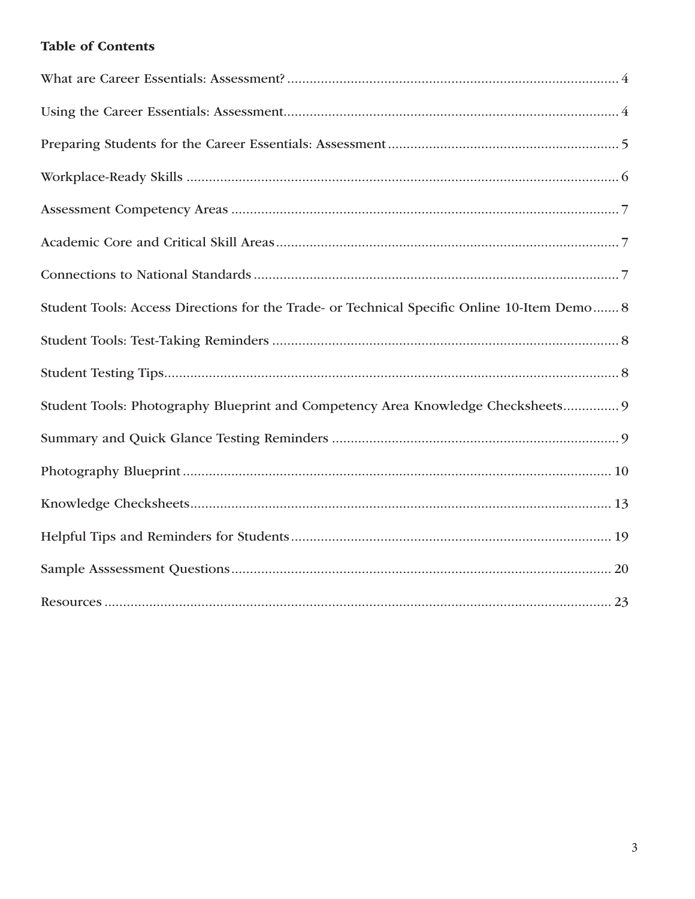**Table of Contents**

What are Career Essentials: Assessment? ........................................................................................ 4

Using the Career Essentials: Assessment.......................................................................................... 4

Preparing Students for the Career Essentials: Assessment ............................................................. 5

Workplace-Ready Skills ................................................................................................................... 6

Assessment Competency Areas ....................................................................................................... 7

Academic Core and Critical Skill Areas........................................................................................... 7

Connections to National Standards ................................................................................................. 7

Student Tools: Access Directions for the Trade- or Technical Specific Online 10-Item Demo....... 8

Student Tools: Test-Taking Reminders ............................................................................................ 8

Student Testing Tips.......................................................................................................................... 8

Student Tools: Photography Blueprint and Competency Area Knowledge Checksheets.............. 9

Summary and Quick Glance Testing Reminders ............................................................................ 9

Photography Blueprint ................................................................................................................... 10

Knowledge Checksheets................................................................................................................. 13

Helpful Tips and Reminders for Students...................................................................................... 19

Sample Asssessment Questions...................................................................................................... 20

Resources ........................................................................................................................................ 23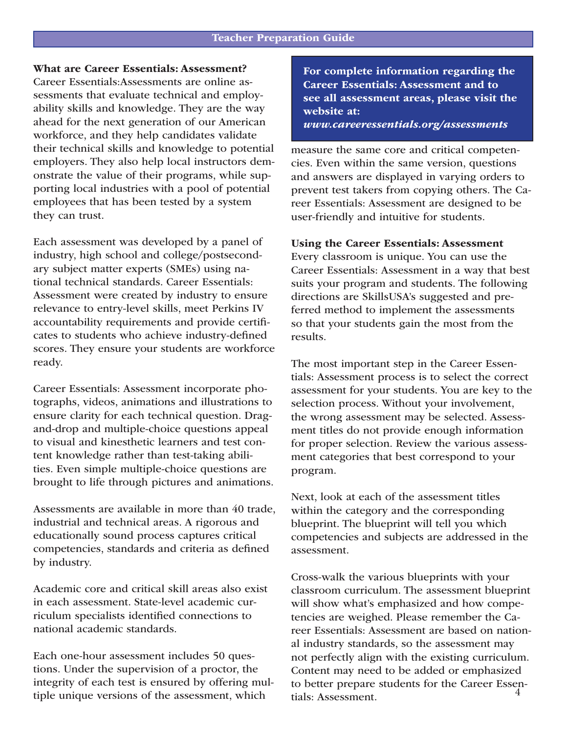## What are Career Essentials: Assessment?

Career Essentials:Assessments are online assessments that evaluate technical and employability skills and knowledge. They are the way ahead for the next generation of our American workforce, and they help candidates validate their technical skills and knowledge to potential employers. They also help local instructors demonstrate the value of their programs, while supporting local industries with a pool of potential employees that has been tested by a system they can trust.

Each assessment was developed by a panel of industry, high school and college/postsecondary subject matter experts (SMEs) using national technical standards. Career Essentials: Assessment were created by industry to ensure relevance to entry-level skills, meet Perkins IV accountability requirements and provide certificates to students who achieve industry-defined scores. They ensure your students are workforce ready.

Career Essentials: Assessment incorporate photographs, videos, animations and illustrations to ensure clarity for each technical question. Drag-and-drop and multiple-choice questions appeal to visual and kinesthetic learners and test content knowledge rather than test-taking abilities. Even simple multiple-choice questions are brought to life through pictures and animations.

Assessments are available in more than 40 trade, industrial and technical areas. A rigorous and educationally sound process captures critical competencies, standards and criteria as defined by industry.

Academic core and critical skill areas also exist in each assessment. State-level academic curriculum specialists identified connections to national academic standards.

Each one-hour assessment includes 50 questions. Under the supervision of a proctor, the integrity of each test is ensured by offering multiple unique versions of the assessment, which measure the same core and critical competencies. Even within the same version, questions and answers are displayed in varying orders to prevent test takers from copying others. The Career Essentials: Assessment are designed to be user-friendly and intuitive for students.

**For complete information regarding the Career Essentials: Assessment and to see all assessment areas, please visit the website at:** ***www.careeressentials.org/assessments***

## Using the Career Essentials: Assessment

Every classroom is unique. You can use the Career Essentials: Assessment in a way that best suits your program and students. The following directions are SkillsUSA's suggested and preferred method to implement the assessments so that your students gain the most from the results.

The most important step in the Career Essentials: Assessment process is to select the correct assessment for your students. You are key to the selection process. Without your involvement, the wrong assessment may be selected. Assessment titles do not provide enough information for proper selection. Review the various assessment categories that best correspond to your program.

Next, look at each of the assessment titles within the category and the corresponding blueprint. The blueprint will tell you which competencies and subjects are addressed in the assessment.

Cross-walk the various blueprints with your classroom curriculum. The assessment blueprint will show what's emphasized and how competencies are weighed. Please remember the Career Essentials: Assessment are based on national industry standards, so the assessment may not perfectly align with the existing curriculum. Content may need to be added or emphasized to better prepare students for the Career Essentials: Assessment.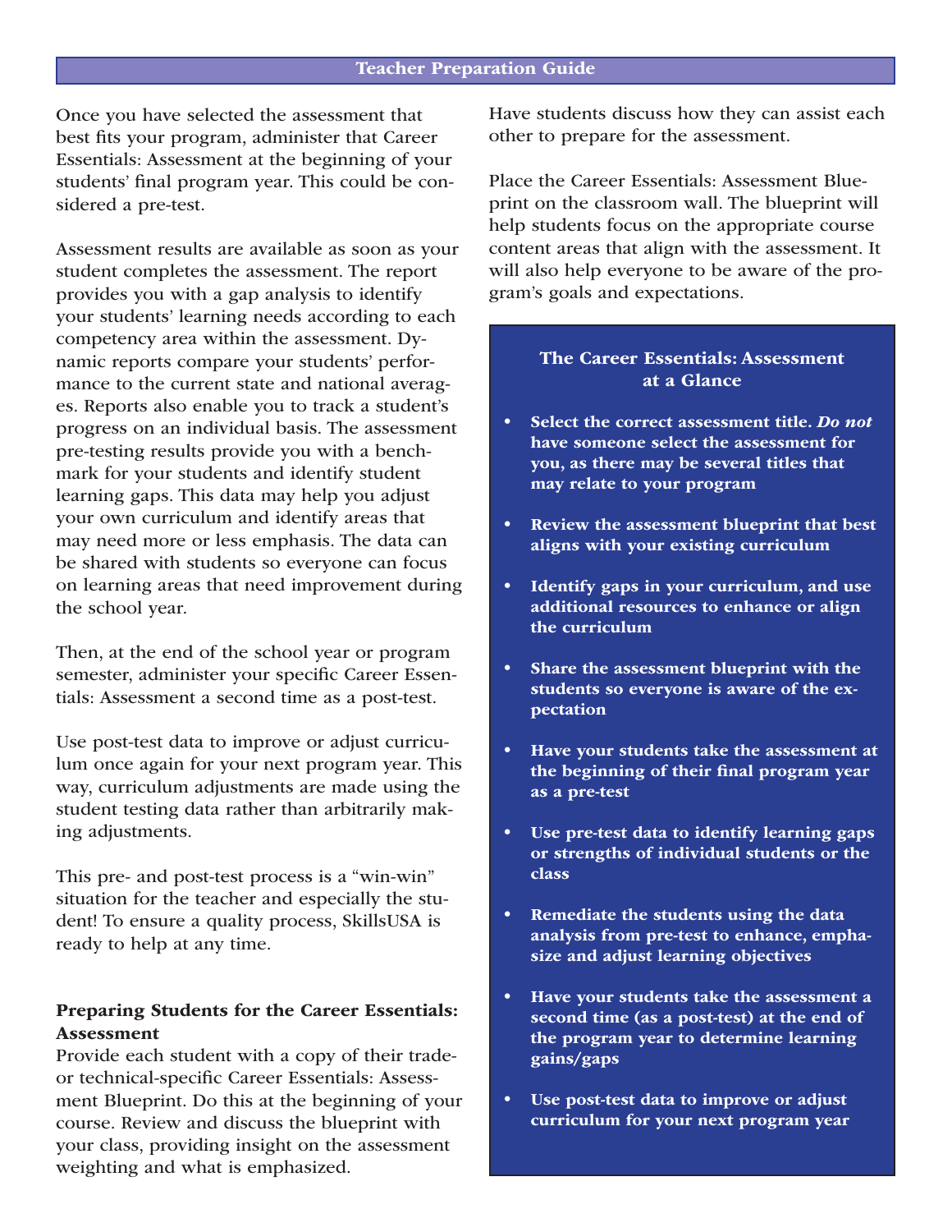## Teacher Preparation Guide

Once you have selected the assessment that best fits your program, administer that Career Essentials: Assessment at the beginning of your students' final program year. This could be considered a pre-test.

Assessment results are available as soon as your student completes the assessment. The report provides you with a gap analysis to identify your students' learning needs according to each competency area within the assessment. Dynamic reports compare your students' performance to the current state and national averages. Reports also enable you to track a student's progress on an individual basis. The assessment pre-testing results provide you with a benchmark for your students and identify student learning gaps. This data may help you adjust your own curriculum and identify areas that may need more or less emphasis. The data can be shared with students so everyone can focus on learning areas that need improvement during the school year.

Then, at the end of the school year or program semester, administer your specific Career Essentials: Assessment a second time as a post-test.

Use post-test data to improve or adjust curriculum once again for your next program year. This way, curriculum adjustments are made using the student testing data rather than arbitrarily making adjustments.

This pre- and post-test process is a "win-win" situation for the teacher and especially the student! To ensure a quality process, SkillsUSA is ready to help at any time.

### Preparing Students for the Career Essentials: Assessment

Provide each student with a copy of their trade- or technical-specific Career Essentials: Assessment Blueprint. Do this at the beginning of your course. Review and discuss the blueprint with your class, providing insight on the assessment weighting and what is emphasized.

Have students discuss how they can assist each other to prepare for the assessment.

Place the Career Essentials: Assessment Blueprint on the classroom wall. The blueprint will help students focus on the appropriate course content areas that align with the assessment. It will also help everyone to be aware of the program's goals and expectations.

### The Career Essentials: Assessment at a Glance

- **Select the correct assessment title. *Do not* have someone select the assessment for you, as there may be several titles that may relate to your program**
- **Review the assessment blueprint that best aligns with your existing curriculum**
- **Identify gaps in your curriculum, and use additional resources to enhance or align the curriculum**
- **Share the assessment blueprint with the students so everyone is aware of the expectation**
- **Have your students take the assessment at the beginning of their final program year as a pre-test**
- **Use pre-test data to identify learning gaps or strengths of individual students or the class**
- **Remediate the students using the data analysis from pre-test to enhance, emphasize and adjust learning objectives**
- **Have your students take the assessment a second time (as a post-test) at the end of the program year to determine learning gains/gaps**
- **Use post-test data to improve or adjust curriculum for your next program year**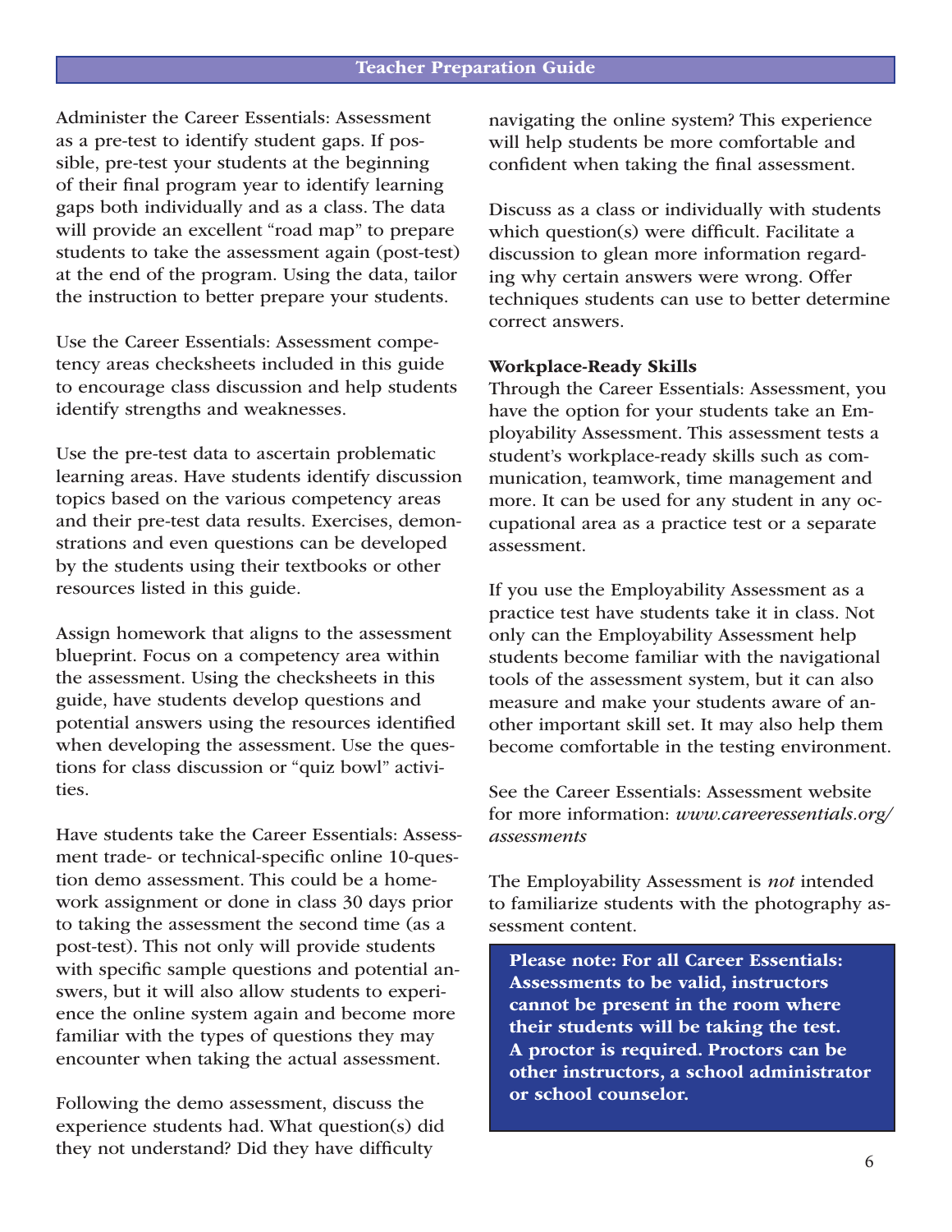Administer the Career Essentials: Assessment as a pre-test to identify student gaps. If possible, pre-test your students at the beginning of their final program year to identify learning gaps both individually and as a class. The data will provide an excellent "road map" to prepare students to take the assessment again (post-test) at the end of the program. Using the data, tailor the instruction to better prepare your students.

Use the Career Essentials: Assessment competency areas checksheets included in this guide to encourage class discussion and help students identify strengths and weaknesses.

Use the pre-test data to ascertain problematic learning areas. Have students identify discussion topics based on the various competency areas and their pre-test data results. Exercises, demonstrations and even questions can be developed by the students using their textbooks or other resources listed in this guide.

Assign homework that aligns to the assessment blueprint. Focus on a competency area within the assessment. Using the checksheets in this guide, have students develop questions and potential answers using the resources identified when developing the assessment. Use the questions for class discussion or "quiz bowl" activities.

Have students take the Career Essentials: Assessment trade- or technical-specific online 10-question demo assessment. This could be a homework assignment or done in class 30 days prior to taking the assessment the second time (as a post-test). This not only will provide students with specific sample questions and potential answers, but it will also allow students to experience the online system again and become more familiar with the types of questions they may encounter when taking the actual assessment.

Following the demo assessment, discuss the experience students had. What question(s) did they not understand? Did they have difficulty navigating the online system? This experience will help students be more comfortable and confident when taking the final assessment.

Discuss as a class or individually with students which question(s) were difficult. Facilitate a discussion to glean more information regarding why certain answers were wrong. Offer techniques students can use to better determine correct answers.

**Workplace-Ready Skills**

Through the Career Essentials: Assessment, you have the option for your students take an Employability Assessment. This assessment tests a student's workplace-ready skills such as communication, teamwork, time management and more. It can be used for any student in any occupational area as a practice test or a separate assessment.

If you use the Employability Assessment as a practice test have students take it in class. Not only can the Employability Assessment help students become familiar with the navigational tools of the assessment system, but it can also measure and make your students aware of another important skill set. It may also help them become comfortable in the testing environment.

See the Career Essentials: Assessment website for more information: *www.careeressentials.org/assessments*

The Employability Assessment is *not* intended to familiarize students with the photography assessment content.

**Please note: For all Career Essentials: Assessments to be valid, instructors cannot be present in the room where their students will be taking the test. A proctor is required. Proctors can be other instructors, a school administrator or school counselor.**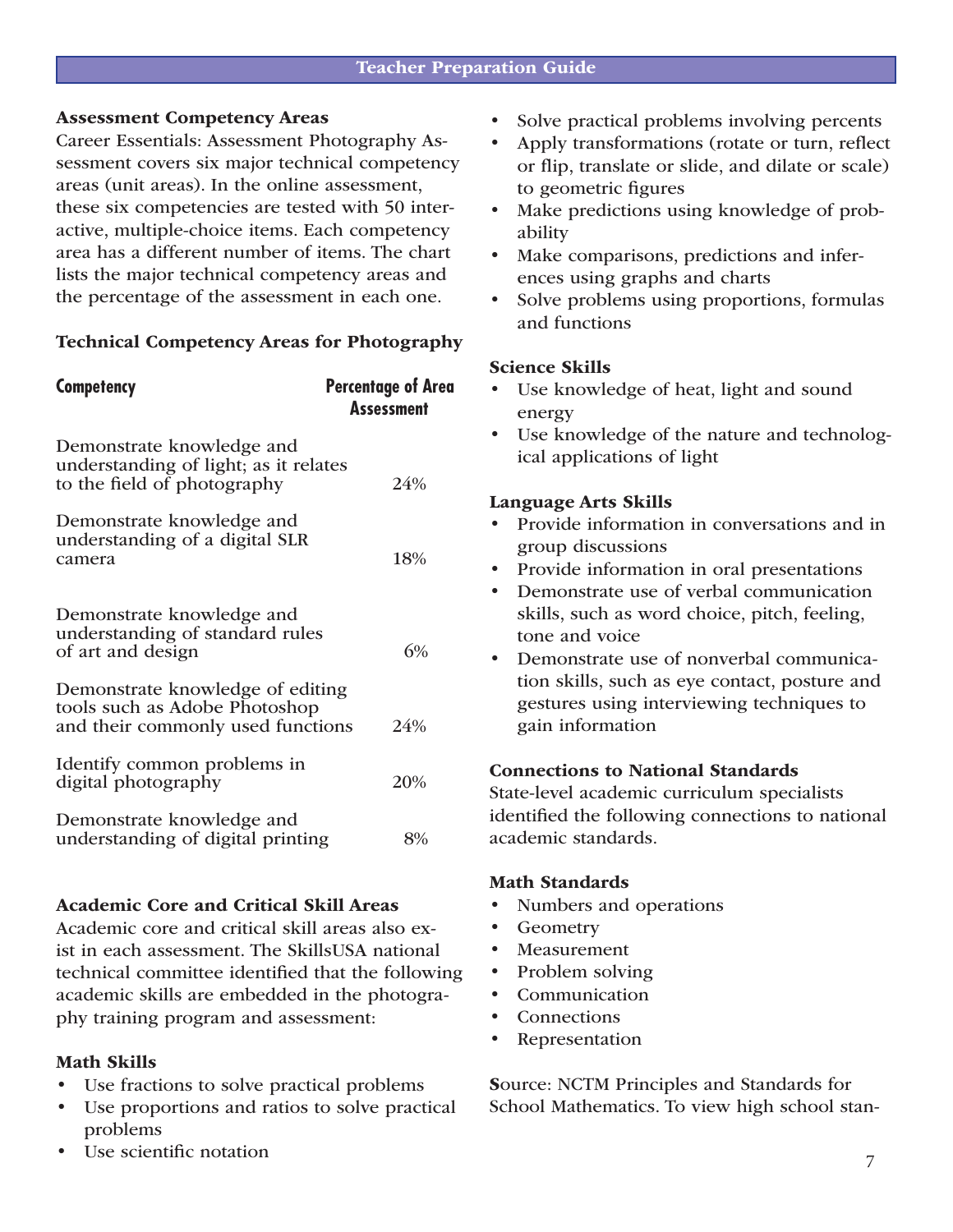## Assessment Competency Areas

Career Essentials: Assessment Photography Assessment covers six major technical competency areas (unit areas). In the online assessment, these six competencies are tested with 50 interactive, multiple-choice items. Each competency area has a different number of items. The chart lists the major technical competency areas and the percentage of the assessment in each one.

### Technical Competency Areas for Photography

| Competency | Percentage of Area Assessment |
|---|---|
| Demonstrate knowledge and understanding of light; as it relates to the field of photography | 24% |
| Demonstrate knowledge and understanding of a digital SLR camera | 18% |
| Demonstrate knowledge and understanding of standard rules of art and design | 6% |
| Demonstrate knowledge of editing tools such as Adobe Photoshop and their commonly used functions | 24% |
| Identify common problems in digital photography | 20% |
| Demonstrate knowledge and understanding of digital printing | 8% |

## Academic Core and Critical Skill Areas

Academic core and critical skill areas also exist in each assessment. The SkillsUSA national technical committee identified that the following academic skills are embedded in the photography training program and assessment:

### Math Skills

- Use fractions to solve practical problems
- Use proportions and ratios to solve practical problems
- Use scientific notation
- Solve practical problems involving percents
- Apply transformations (rotate or turn, reflect or flip, translate or slide, and dilate or scale) to geometric figures
- Make predictions using knowledge of probability
- Make comparisons, predictions and inferences using graphs and charts
- Solve problems using proportions, formulas and functions

### Science Skills

- Use knowledge of heat, light and sound energy
- Use knowledge of the nature and technological applications of light

### Language Arts Skills

- Provide information in conversations and in group discussions
- Provide information in oral presentations
- Demonstrate use of verbal communication skills, such as word choice, pitch, feeling, tone and voice
- Demonstrate use of nonverbal communication skills, such as eye contact, posture and gestures using interviewing techniques to gain information

## Connections to National Standards

State-level academic curriculum specialists identified the following connections to national academic standards.

### Math Standards

- Numbers and operations
- Geometry
- Measurement
- Problem solving
- Communication
- Connections
- Representation

Source: NCTM Principles and Standards for School Mathematics. To view high school stan-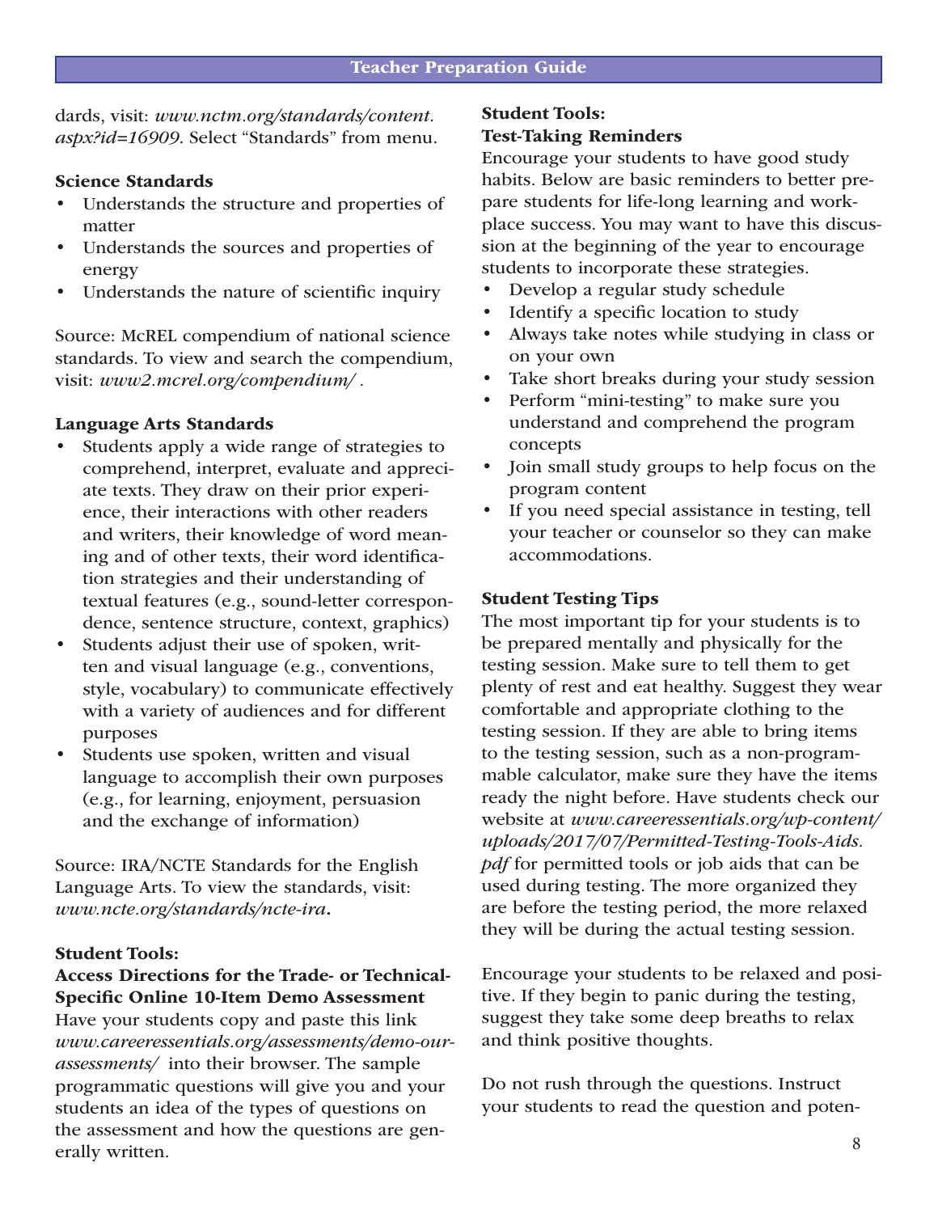dards, visit: *www.nctm.org/standards/content.aspx?id=16909.* Select "Standards" from menu.

**Science Standards**

- Understands the structure and properties of matter
- Understands the sources and properties of energy
- Understands the nature of scientific inquiry

Source: McREL compendium of national science standards. To view and search the compendium, visit: *www2.mcrel.org/compendium/* .

**Language Arts Standards**

- Students apply a wide range of strategies to comprehend, interpret, evaluate and appreciate texts. They draw on their prior experience, their interactions with other readers and writers, their knowledge of word meaning and of other texts, their word identification strategies and their understanding of textual features (e.g., sound-letter correspondence, sentence structure, context, graphics)
- Students adjust their use of spoken, written and visual language (e.g., conventions, style, vocabulary) to communicate effectively with a variety of audiences and for different purposes
- Students use spoken, written and visual language to accomplish their own purposes (e.g., for learning, enjoyment, persuasion and the exchange of information)

Source: IRA/NCTE Standards for the English Language Arts. To view the standards, visit: *www.ncte.org/standards/ncte-ira*.

**Student Tools:**
**Access Directions for the Trade- or Technical-Specific Online 10-Item Demo Assessment**

Have your students copy and paste this link *www.careeressentials.org/assessments/demo-our-assessments/* into their browser. The sample programmatic questions will give you and your students an idea of the types of questions on the assessment and how the questions are generally written.

**Student Tools:**
**Test-Taking Reminders**

Encourage your students to have good study habits. Below are basic reminders to better prepare students for life-long learning and workplace success. You may want to have this discussion at the beginning of the year to encourage students to incorporate these strategies.

- Develop a regular study schedule
- Identify a specific location to study
- Always take notes while studying in class or on your own
- Take short breaks during your study session
- Perform "mini-testing" to make sure you understand and comprehend the program concepts
- Join small study groups to help focus on the program content
- If you need special assistance in testing, tell your teacher or counselor so they can make accommodations.

**Student Testing Tips**

The most important tip for your students is to be prepared mentally and physically for the testing session. Make sure to tell them to get plenty of rest and eat healthy. Suggest they wear comfortable and appropriate clothing to the testing session. If they are able to bring items to the testing session, such as a non-programmable calculator, make sure they have the items ready the night before. Have students check our website at *www.careeressentials.org/wp-content/uploads/2017/07/Permitted-Testing-Tools-Aids.pdf* for permitted tools or job aids that can be used during testing. The more organized they are before the testing period, the more relaxed they will be during the actual testing session.

Encourage your students to be relaxed and positive. If they begin to panic during the testing, suggest they take some deep breaths to relax and think positive thoughts.

Do not rush through the questions. Instruct your students to read the question and poten-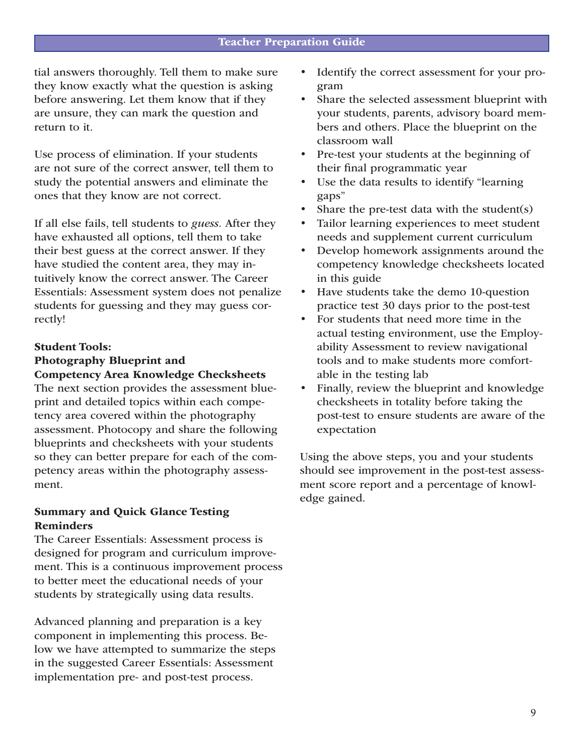tial answers thoroughly. Tell them to make sure they know exactly what the question is asking before answering. Let them know that if they are unsure, they can mark the question and return to it.

Use process of elimination. If your students are not sure of the correct answer, tell them to study the potential answers and eliminate the ones that they know are not correct.

If all else fails, tell students to *guess*. After they have exhausted all options, tell them to take their best guess at the correct answer. If they have studied the content area, they may intuitively know the correct answer. The Career Essentials: Assessment system does not penalize students for guessing and they may guess correctly!

### Student Tools: Photography Blueprint and Competency Area Knowledge Checksheets

The next section provides the assessment blueprint and detailed topics within each competency area covered within the photography assessment. Photocopy and share the following blueprints and checksheets with your students so they can better prepare for each of the competency areas within the photography assessment.

### Summary and Quick Glance Testing Reminders

The Career Essentials: Assessment process is designed for program and curriculum improvement. This is a continuous improvement process to better meet the educational needs of your students by strategically using data results.

Advanced planning and preparation is a key component in implementing this process. Below we have attempted to summarize the steps in the suggested Career Essentials: Assessment implementation pre- and post-test process.

- Identify the correct assessment for your program
- Share the selected assessment blueprint with your students, parents, advisory board members and others. Place the blueprint on the classroom wall
- Pre-test your students at the beginning of their final programmatic year
- Use the data results to identify "learning gaps"
- Share the pre-test data with the student(s)
- Tailor learning experiences to meet student needs and supplement current curriculum
- Develop homework assignments around the competency knowledge checksheets located in this guide
- Have students take the demo 10-question practice test 30 days prior to the post-test
- For students that need more time in the actual testing environment, use the Employability Assessment to review navigational tools and to make students more comfortable in the testing lab
- Finally, review the blueprint and knowledge checksheets in totality before taking the post-test to ensure students are aware of the expectation

Using the above steps, you and your students should see improvement in the post-test assessment score report and a percentage of knowledge gained.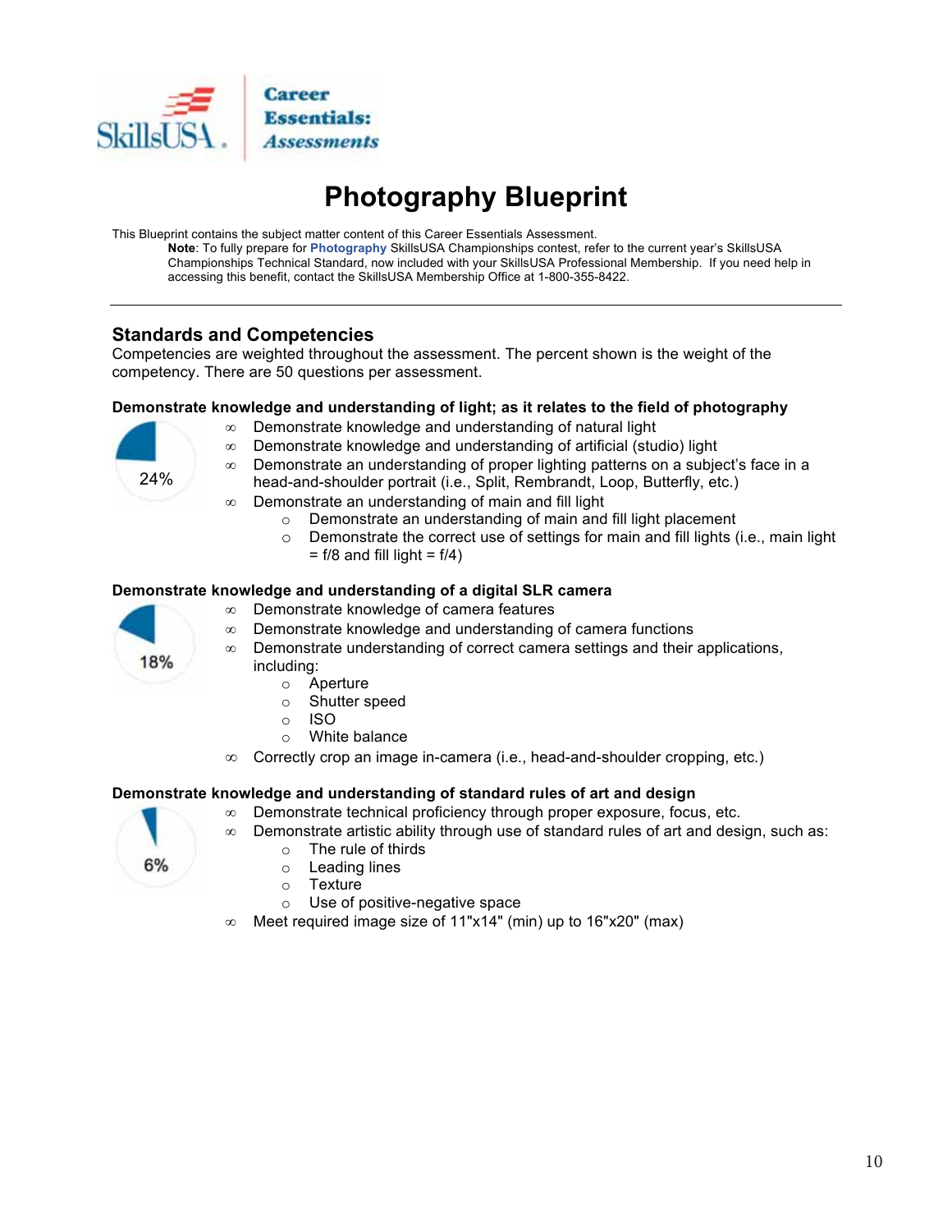# Photography Blueprint

This Blueprint contains the subject matter content of this Career Essentials Assessment.

**Note**: To fully prepare for **Photography** SkillsUSA Championships contest, refer to the current year's SkillsUSA Championships Technical Standard, now included with your SkillsUSA Professional Membership. If you need help in accessing this benefit, contact the SkillsUSA Membership Office at 1-800-355-8422.

---

## Standards and Competencies

Competencies are weighted throughout the assessment. The percent shown is the weight of the competency. There are 50 questions per assessment.

### Demonstrate knowledge and understanding of light; as it relates to the field of photography

24%

- Demonstrate knowledge and understanding of natural light
- Demonstrate knowledge and understanding of artificial (studio) light
- Demonstrate an understanding of proper lighting patterns on a subject's face in a head-and-shoulder portrait (i.e., Split, Rembrandt, Loop, Butterfly, etc.)
- Demonstrate an understanding of main and fill light
  - Demonstrate an understanding of main and fill light placement
  - Demonstrate the correct use of settings for main and fill lights (i.e., main light = f/8 and fill light = f/4)

### Demonstrate knowledge and understanding of a digital SLR camera

18%

- Demonstrate knowledge of camera features
- Demonstrate knowledge and understanding of camera functions
- Demonstrate understanding of correct camera settings and their applications, including:
  - Aperture
  - Shutter speed
  - ISO
  - White balance
- Correctly crop an image in-camera (i.e., head-and-shoulder cropping, etc.)

### Demonstrate knowledge and understanding of standard rules of art and design

6%

- Demonstrate technical proficiency through proper exposure, focus, etc.
- Demonstrate artistic ability through use of standard rules of art and design, such as:
  - The rule of thirds
  - Leading lines
  - Texture
  - Use of positive-negative space
- Meet required image size of 11"x14" (min) up to 16"x20" (max)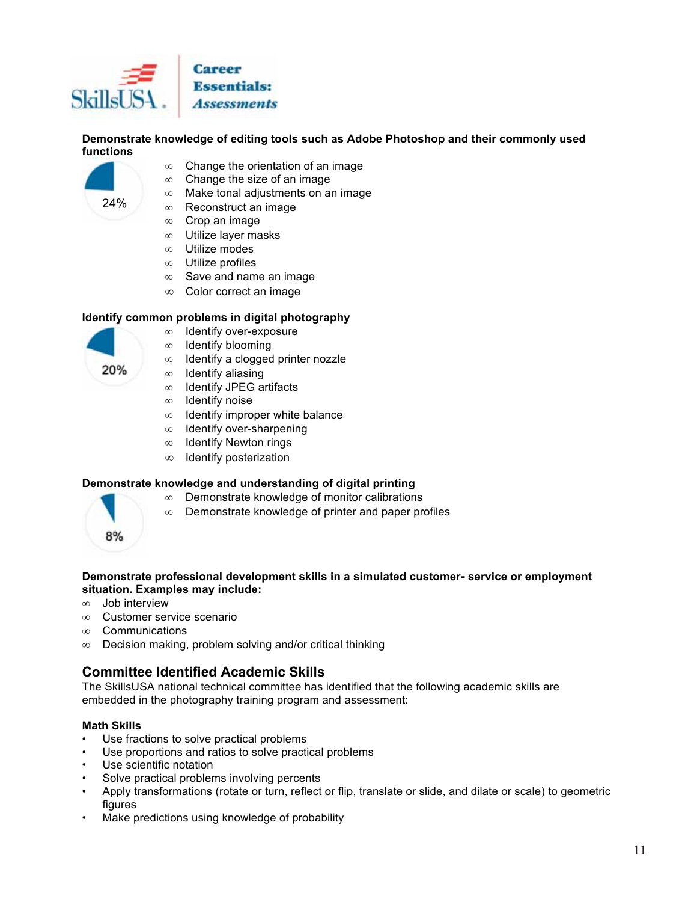**Demonstrate knowledge of editing tools such as Adobe Photoshop and their commonly used functions**

24%

- Change the orientation of an image
- Change the size of an image
- Make tonal adjustments on an image
- Reconstruct an image
- Crop an image
- Utilize layer masks
- Utilize modes
- Utilize profiles
- Save and name an image
- Color correct an image

**Identify common problems in digital photography**

20%

- Identify over-exposure
- Identify blooming
- Identify a clogged printer nozzle
- Identify aliasing
- Identify JPEG artifacts
- Identify noise
- Identify improper white balance
- Identify over-sharpening
- Identify Newton rings
- Identify posterization

**Demonstrate knowledge and understanding of digital printing**

8%

- Demonstrate knowledge of monitor calibrations
- Demonstrate knowledge of printer and paper profiles

**Demonstrate professional development skills in a simulated customer- service or employment situation. Examples may include:**

- Job interview
- Customer service scenario
- Communications
- Decision making, problem solving and/or critical thinking

## Committee Identified Academic Skills

The SkillsUSA national technical committee has identified that the following academic skills are embedded in the photography training program and assessment:

**Math Skills**

- Use fractions to solve practical problems
- Use proportions and ratios to solve practical problems
- Use scientific notation
- Solve practical problems involving percents
- Apply transformations (rotate or turn, reflect or flip, translate or slide, and dilate or scale) to geometric figures
- Make predictions using knowledge of probability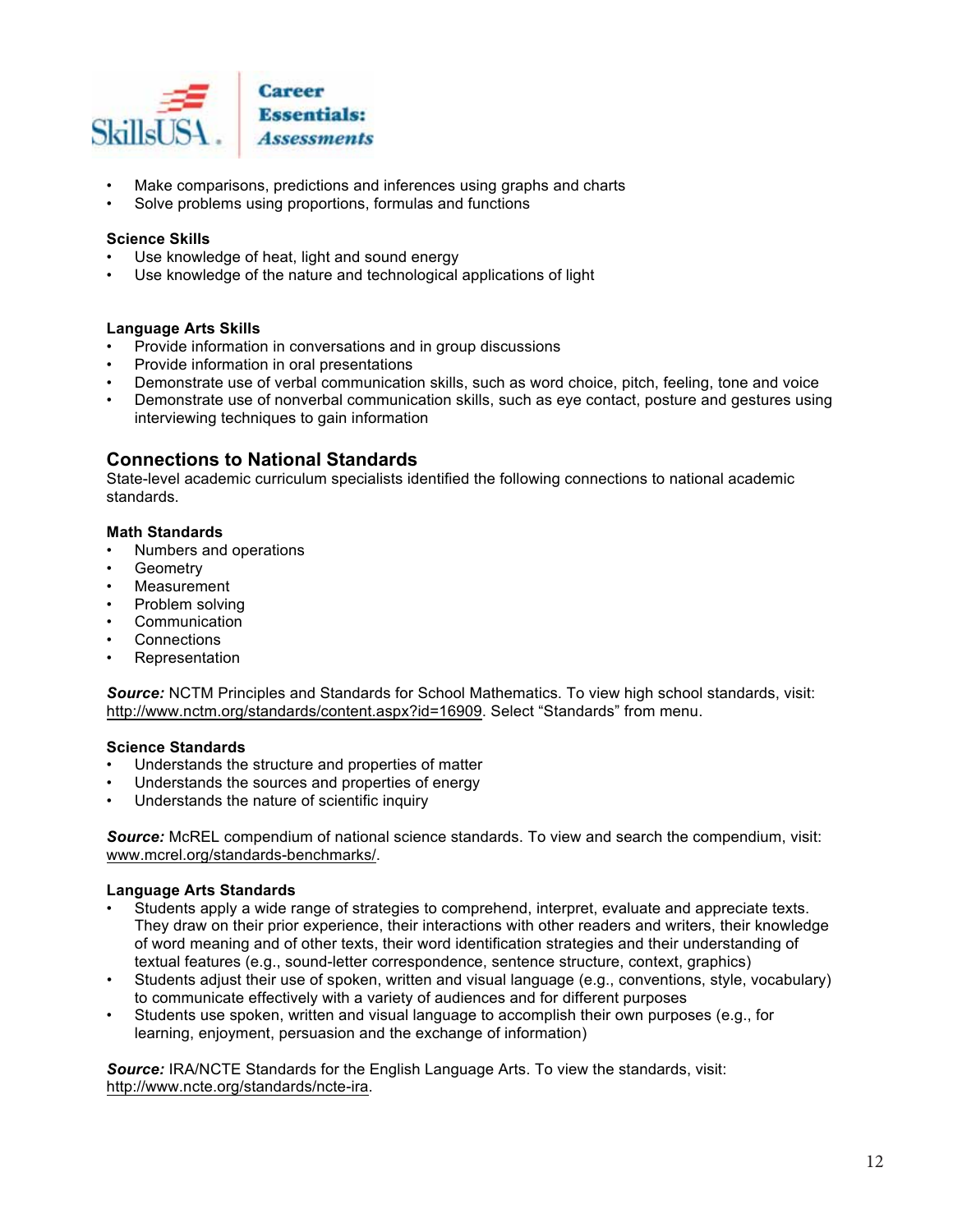- Make comparisons, predictions and inferences using graphs and charts
- Solve problems using proportions, formulas and functions

**Science Skills**

- Use knowledge of heat, light and sound energy
- Use knowledge of the nature and technological applications of light

**Language Arts Skills**

- Provide information in conversations and in group discussions
- Provide information in oral presentations
- Demonstrate use of verbal communication skills, such as word choice, pitch, feeling, tone and voice
- Demonstrate use of nonverbal communication skills, such as eye contact, posture and gestures using interviewing techniques to gain information

## Connections to National Standards

State-level academic curriculum specialists identified the following connections to national academic standards.

**Math Standards**

- Numbers and operations
- Geometry
- Measurement
- Problem solving
- Communication
- Connections
- Representation

***Source:*** NCTM Principles and Standards for School Mathematics. To view high school standards, visit: http://www.nctm.org/standards/content.aspx?id=16909. Select "Standards" from menu.

**Science Standards**

- Understands the structure and properties of matter
- Understands the sources and properties of energy
- Understands the nature of scientific inquiry

***Source:*** McREL compendium of national science standards. To view and search the compendium, visit: www.mcrel.org/standards-benchmarks/.

**Language Arts Standards**

- Students apply a wide range of strategies to comprehend, interpret, evaluate and appreciate texts. They draw on their prior experience, their interactions with other readers and writers, their knowledge of word meaning and of other texts, their word identification strategies and their understanding of textual features (e.g., sound-letter correspondence, sentence structure, context, graphics)
- Students adjust their use of spoken, written and visual language (e.g., conventions, style, vocabulary) to communicate effectively with a variety of audiences and for different purposes
- Students use spoken, written and visual language to accomplish their own purposes (e.g., for learning, enjoyment, persuasion and the exchange of information)

***Source:*** IRA/NCTE Standards for the English Language Arts. To view the standards, visit: http://www.ncte.org/standards/ncte-ira.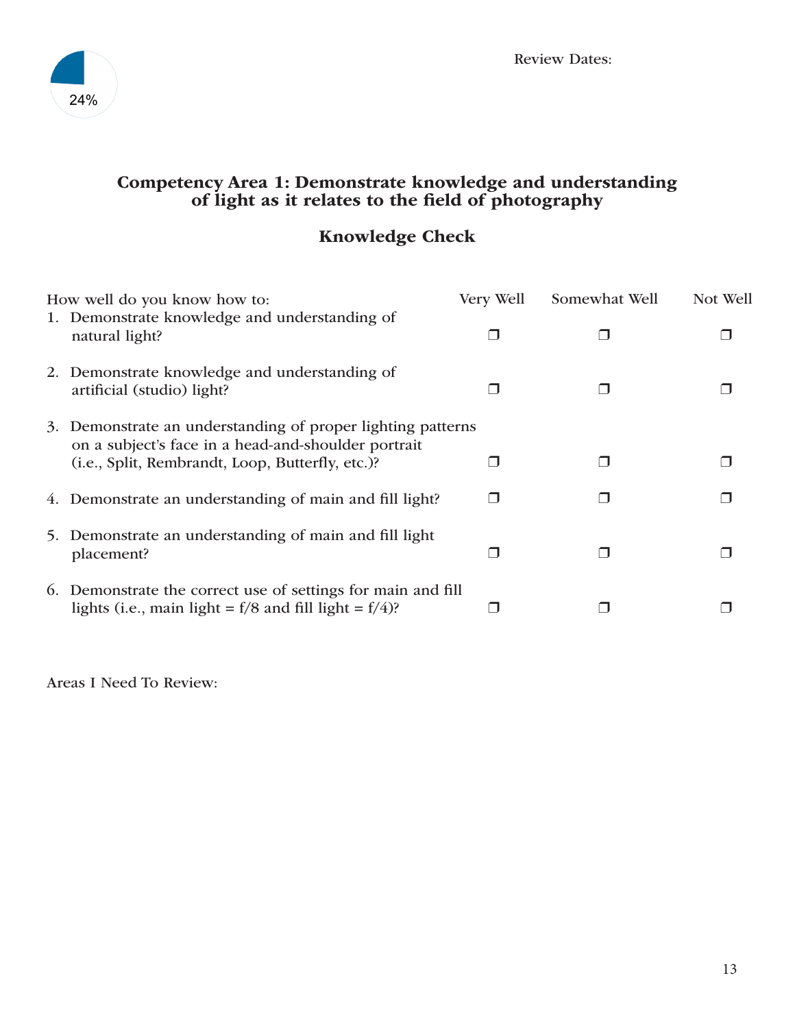24%

Review Dates:

## Competency Area 1: Demonstrate knowledge and understanding of light as it relates to the field of photography

### Knowledge Check

| How well do you know how to: | Very Well | Somewhat Well | Not Well |
|---|---|---|---|
| 1. Demonstrate knowledge and understanding of natural light? | ❒ | ❒ | ❒ |
| 2. Demonstrate knowledge and understanding of artificial (studio) light? | ❒ | ❒ | ❒ |
| 3. Demonstrate an understanding of proper lighting patterns on a subject's face in a head-and-shoulder portrait (i.e., Split, Rembrandt, Loop, Butterfly, etc.)? | ❒ | ❒ | ❒ |
| 4. Demonstrate an understanding of main and fill light? | ❒ | ❒ | ❒ |
| 5. Demonstrate an understanding of main and fill light placement? | ❒ | ❒ | ❒ |
| 6. Demonstrate the correct use of settings for main and fill lights (i.e., main light = f/8 and fill light = f/4)? | ❒ | ❒ | ❒ |

Areas I Need To Review: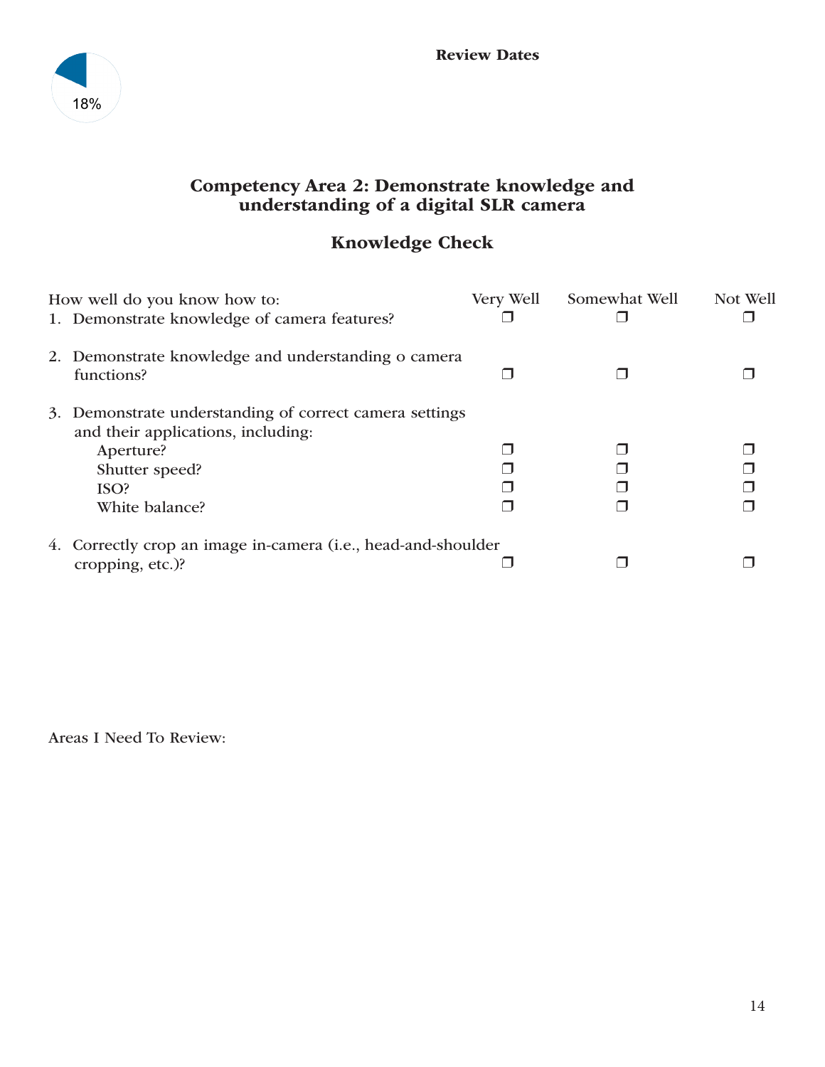18%

**Review Dates**

## Competency Area 2: Demonstrate knowledge and understanding of a digital SLR camera

### Knowledge Check

| How well do you know how to: | Very Well | Somewhat Well | Not Well |
|---|---|---|---|
| 1. Demonstrate knowledge of camera features? | ❒ | ❒ | ❒ |
| 2. Demonstrate knowledge and understanding o camera functions? | ❒ | ❒ | ❒ |
| 3. Demonstrate understanding of correct camera settings and their applications, including: | | | |
| Aperture? | ❒ | ❒ | ❒ |
| Shutter speed? | ❒ | ❒ | ❒ |
| ISO? | ❒ | ❒ | ❒ |
| White balance? | ❒ | ❒ | ❒ |
| 4. Correctly crop an image in-camera (i.e., head-and-shoulder cropping, etc.)? | ❒ | ❒ | ❒ |

Areas I Need To Review: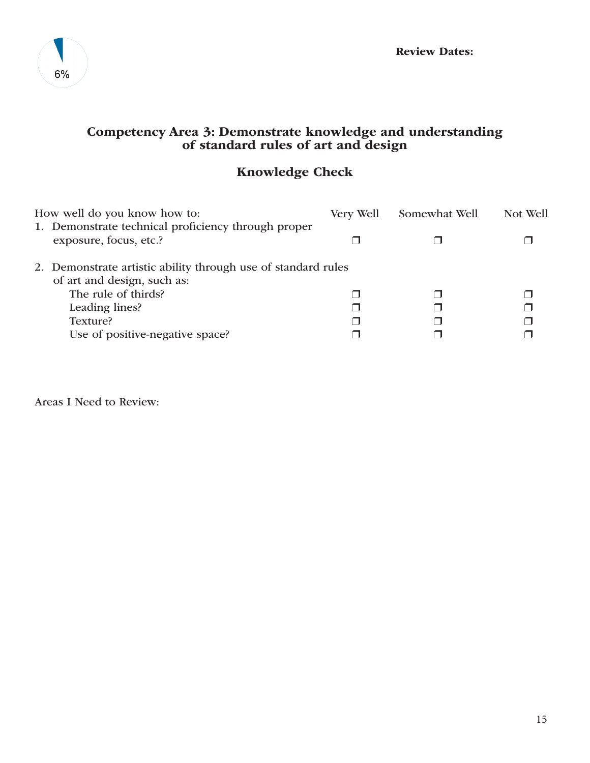6%

**Review Dates:**

## Competency Area 3: Demonstrate knowledge and understanding of standard rules of art and design

### Knowledge Check

| How well do you know how to: | Very Well | Somewhat Well | Not Well |
|---|---|---|---|
| 1. Demonstrate technical proficiency through proper exposure, focus, etc.? | ❐ | ❐ | ❐ |
| 2. Demonstrate artistic ability through use of standard rules of art and design, such as: | | | |
| The rule of thirds? | ❐ | ❐ | ❐ |
| Leading lines? | ❐ | ❐ | ❐ |
| Texture? | ❐ | ❐ | ❐ |
| Use of positive-negative space? | ❐ | ❐ | ❐ |

Areas I Need to Review: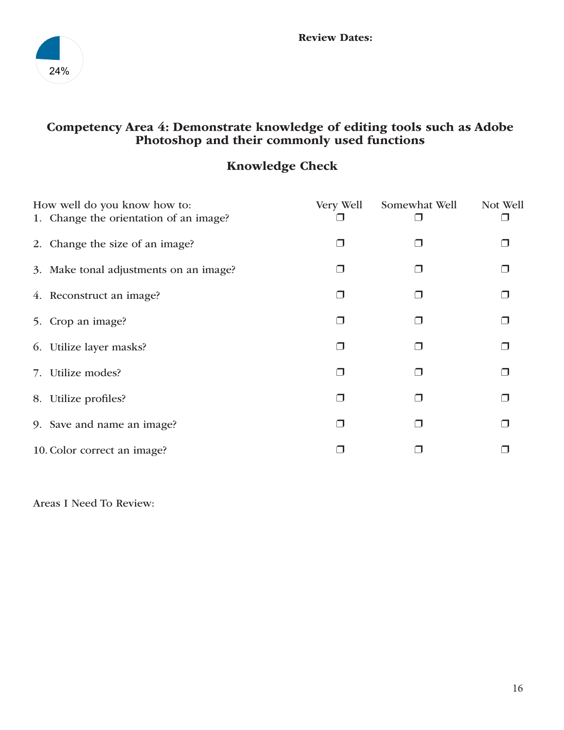24%

**Review Dates:**

## Competency Area 4: Demonstrate knowledge of editing tools such as Adobe Photoshop and their commonly used functions

### Knowledge Check

| How well do you know how to: | Very Well | Somewhat Well | Not Well |
|---|---|---|---|
| 1. Change the orientation of an image? | ❒ | ❒ | ❒ |
| 2. Change the size of an image? | ❒ | ❒ | ❒ |
| 3. Make tonal adjustments on an image? | ❒ | ❒ | ❒ |
| 4. Reconstruct an image? | ❒ | ❒ | ❒ |
| 5. Crop an image? | ❒ | ❒ | ❒ |
| 6. Utilize layer masks? | ❒ | ❒ | ❒ |
| 7. Utilize modes? | ❒ | ❒ | ❒ |
| 8. Utilize profiles? | ❒ | ❒ | ❒ |
| 9. Save and name an image? | ❒ | ❒ | ❒ |
| 10. Color correct an image? | ❒ | ❒ | ❒ |

Areas I Need To Review: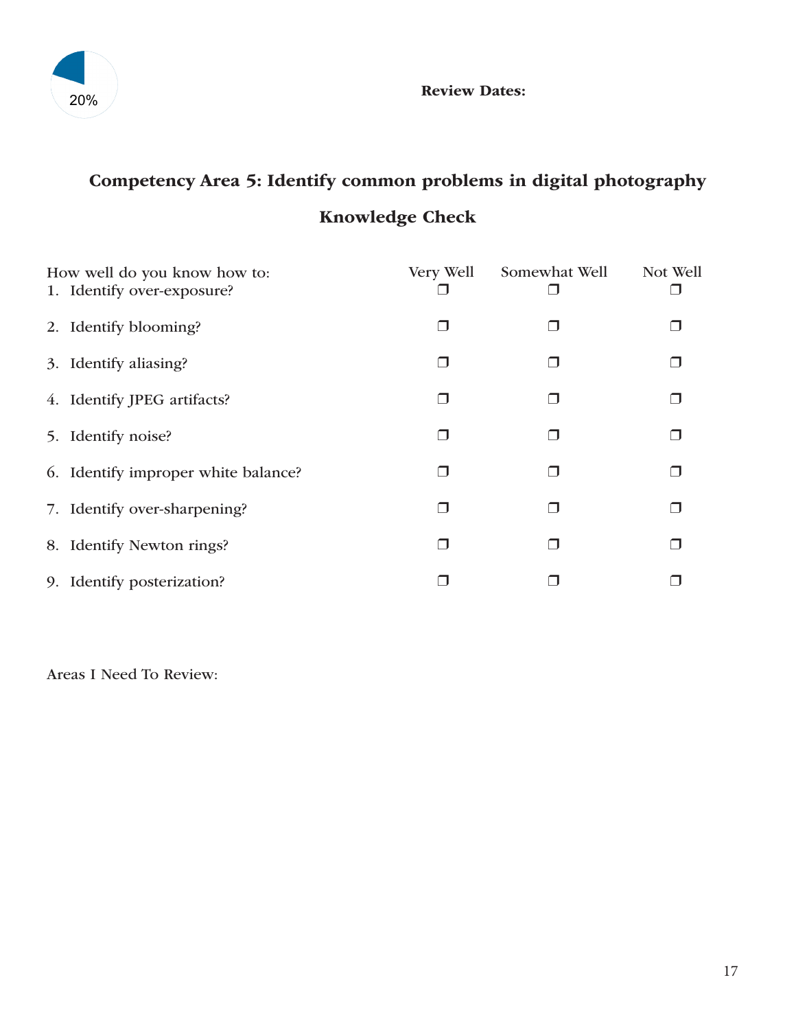20%

**Review Dates:**

## Competency Area 5: Identify common problems in digital photography

### Knowledge Check

| How well do you know how to: | Very Well | Somewhat Well | Not Well |
|---|---|---|---|
| 1. Identify over-exposure? | ❐ | ❐ | ❐ |
| 2. Identify blooming? | ❐ | ❐ | ❐ |
| 3. Identify aliasing? | ❐ | ❐ | ❐ |
| 4. Identify JPEG artifacts? | ❐ | ❐ | ❐ |
| 5. Identify noise? | ❐ | ❐ | ❐ |
| 6. Identify improper white balance? | ❐ | ❐ | ❐ |
| 7. Identify over-sharpening? | ❐ | ❐ | ❐ |
| 8. Identify Newton rings? | ❐ | ❐ | ❐ |
| 9. Identify posterization? | ❐ | ❐ | ❐ |

Areas I Need To Review: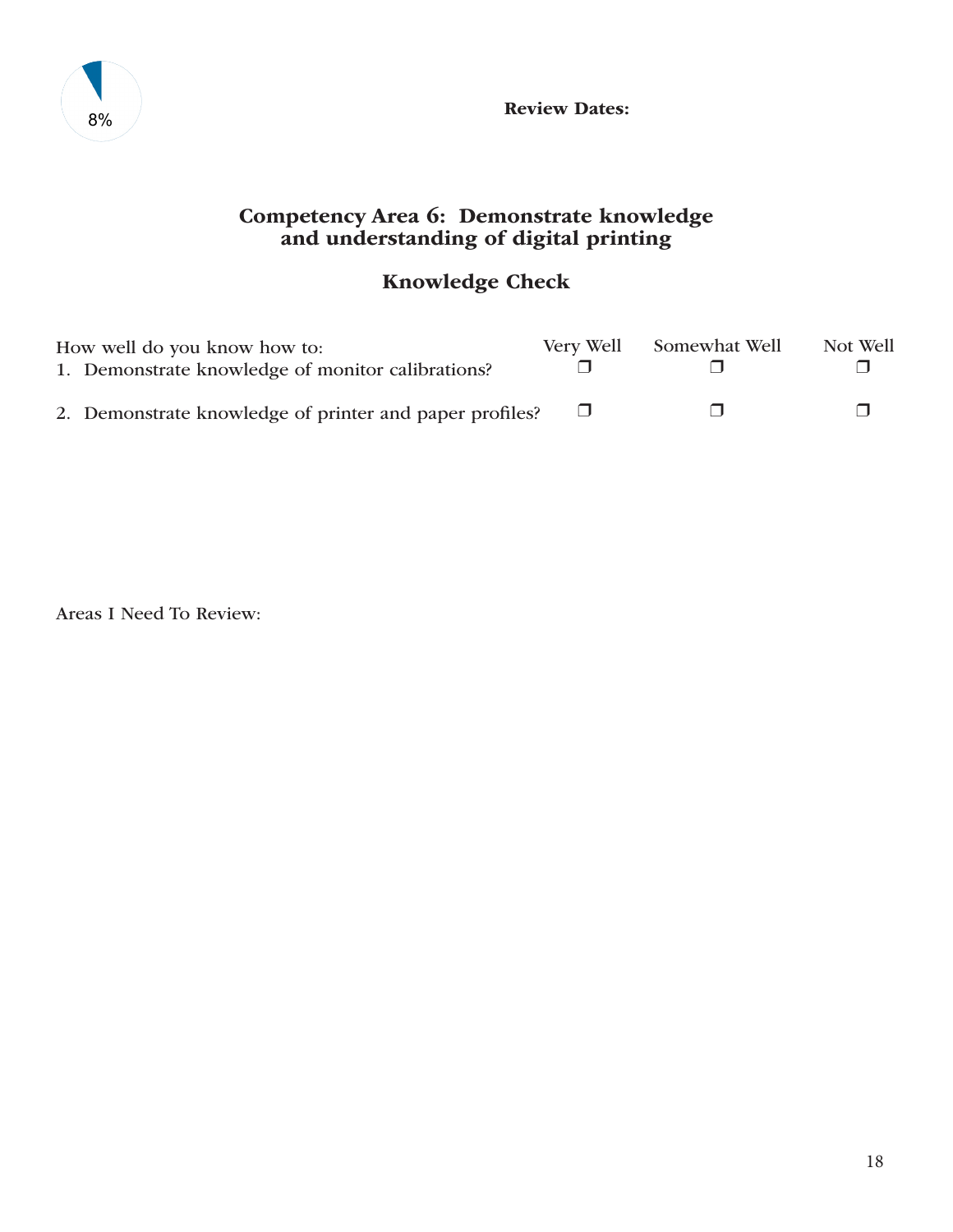8%

**Review Dates:**

## Competency Area 6: Demonstrate knowledge and understanding of digital printing

### Knowledge Check

| How well do you know how to: | Very Well | Somewhat Well | Not Well |
|---|---|---|---|
| 1. Demonstrate knowledge of monitor calibrations? | ❒ | ❒ | ❒ |
| 2. Demonstrate knowledge of printer and paper profiles? | ❒ | ❒ | ❒ |

Areas I Need To Review: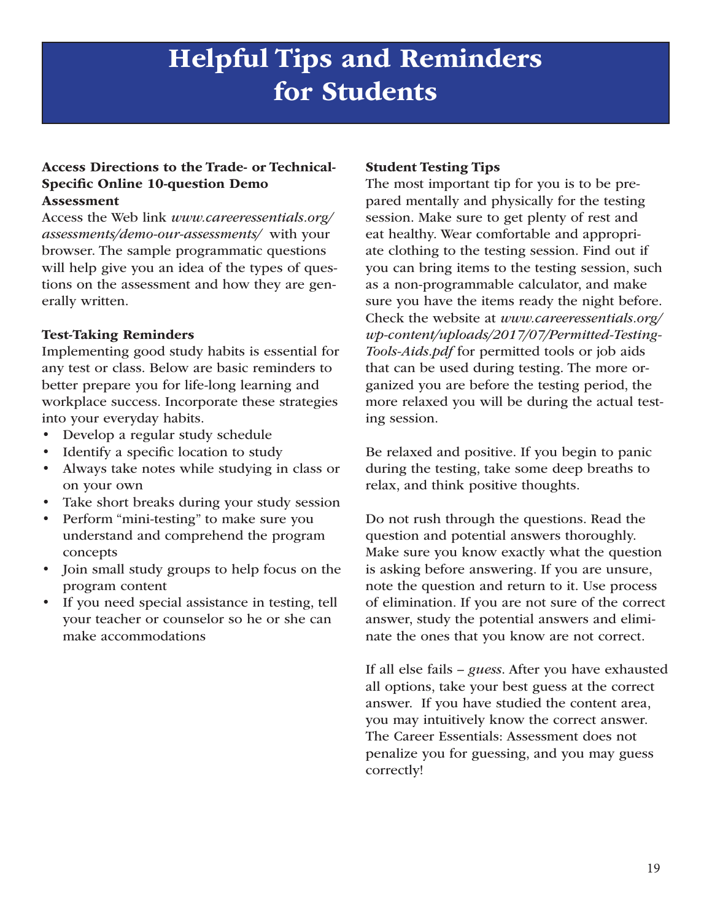# Helpful Tips and Reminders for Students

### Access Directions to the Trade- or Technical-Specific Online 10-question Demo Assessment

Access the Web link *www.careeressentials.org/assessments/demo-our-assessments/* with your browser. The sample programmatic questions will help give you an idea of the types of questions on the assessment and how they are generally written.

### Test-Taking Reminders

Implementing good study habits is essential for any test or class. Below are basic reminders to better prepare you for life-long learning and workplace success. Incorporate these strategies into your everyday habits.

- Develop a regular study schedule
- Identify a specific location to study
- Always take notes while studying in class or on your own
- Take short breaks during your study session
- Perform "mini-testing" to make sure you understand and comprehend the program concepts
- Join small study groups to help focus on the program content
- If you need special assistance in testing, tell your teacher or counselor so he or she can make accommodations

### Student Testing Tips

The most important tip for you is to be prepared mentally and physically for the testing session. Make sure to get plenty of rest and eat healthy. Wear comfortable and appropriate clothing to the testing session. Find out if you can bring items to the testing session, such as a non-programmable calculator, and make sure you have the items ready the night before. Check the website at *www.careeressentials.org/wp-content/uploads/2017/07/Permitted-Testing-Tools-Aids.pdf* for permitted tools or job aids that can be used during testing. The more organized you are before the testing period, the more relaxed you will be during the actual testing session.

Be relaxed and positive. If you begin to panic during the testing, take some deep breaths to relax, and think positive thoughts.

Do not rush through the questions. Read the question and potential answers thoroughly. Make sure you know exactly what the question is asking before answering. If you are unsure, note the question and return to it. Use process of elimination. If you are not sure of the correct answer, study the potential answers and eliminate the ones that you know are not correct.

If all else fails – *guess*. After you have exhausted all options, take your best guess at the correct answer. If you have studied the content area, you may intuitively know the correct answer. The Career Essentials: Assessment does not penalize you for guessing, and you may guess correctly!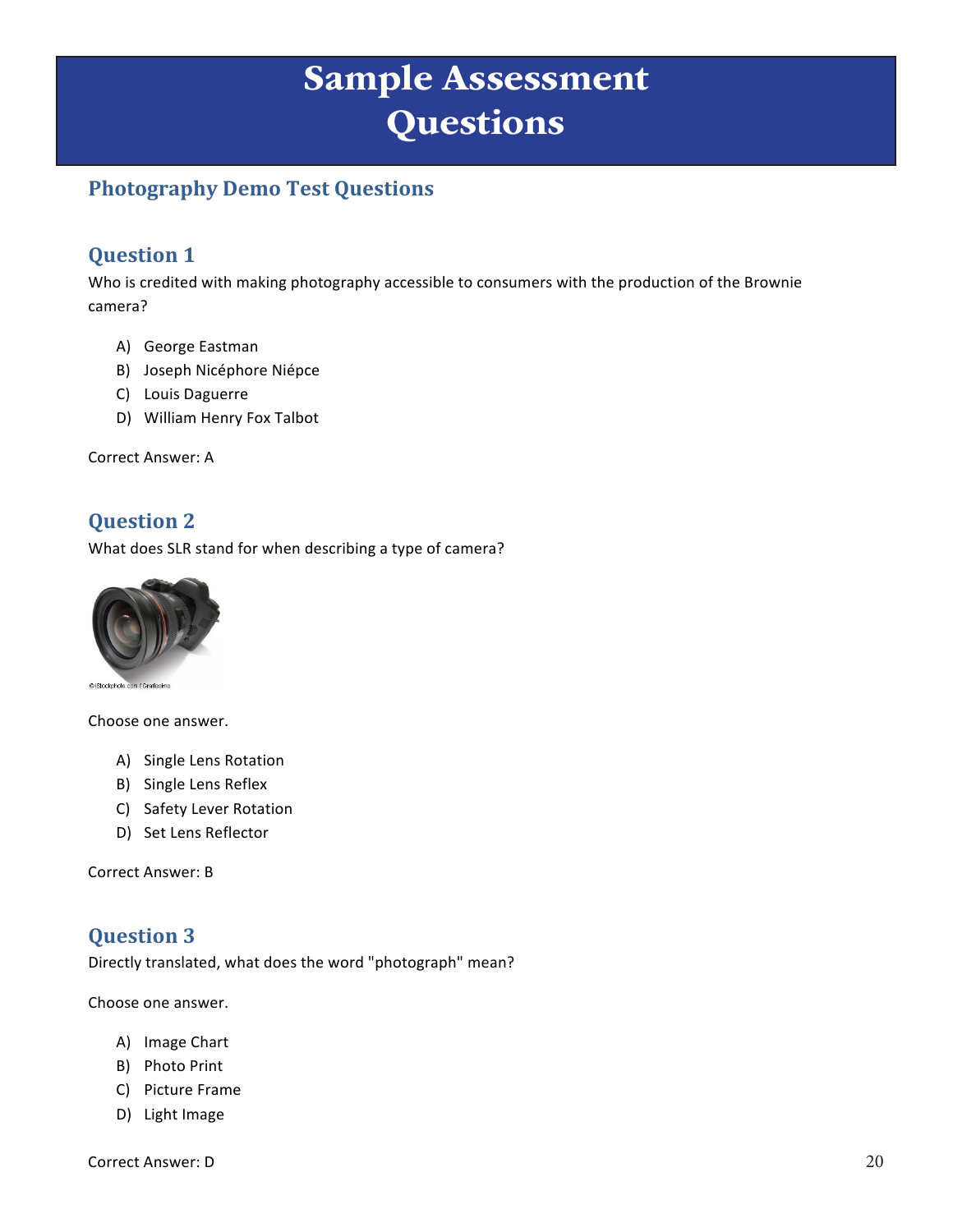# Sample Assessment Questions

## Photography Demo Test Questions

### Question 1

Who is credited with making photography accessible to consumers with the production of the Brownie camera?

A) George Eastman
B) Joseph Nicéphore Niépce
C) Louis Daguerre
D) William Henry Fox Talbot

Correct Answer: A

### Question 2

What does SLR stand for when describing a type of camera?

©iStockphoto.com / Grafissimo

Choose one answer.

A) Single Lens Rotation
B) Single Lens Reflex
C) Safety Lever Rotation
D) Set Lens Reflector

Correct Answer: B

### Question 3

Directly translated, what does the word "photograph" mean?

Choose one answer.

A) Image Chart
B) Photo Print
C) Picture Frame
D) Light Image

Correct Answer: D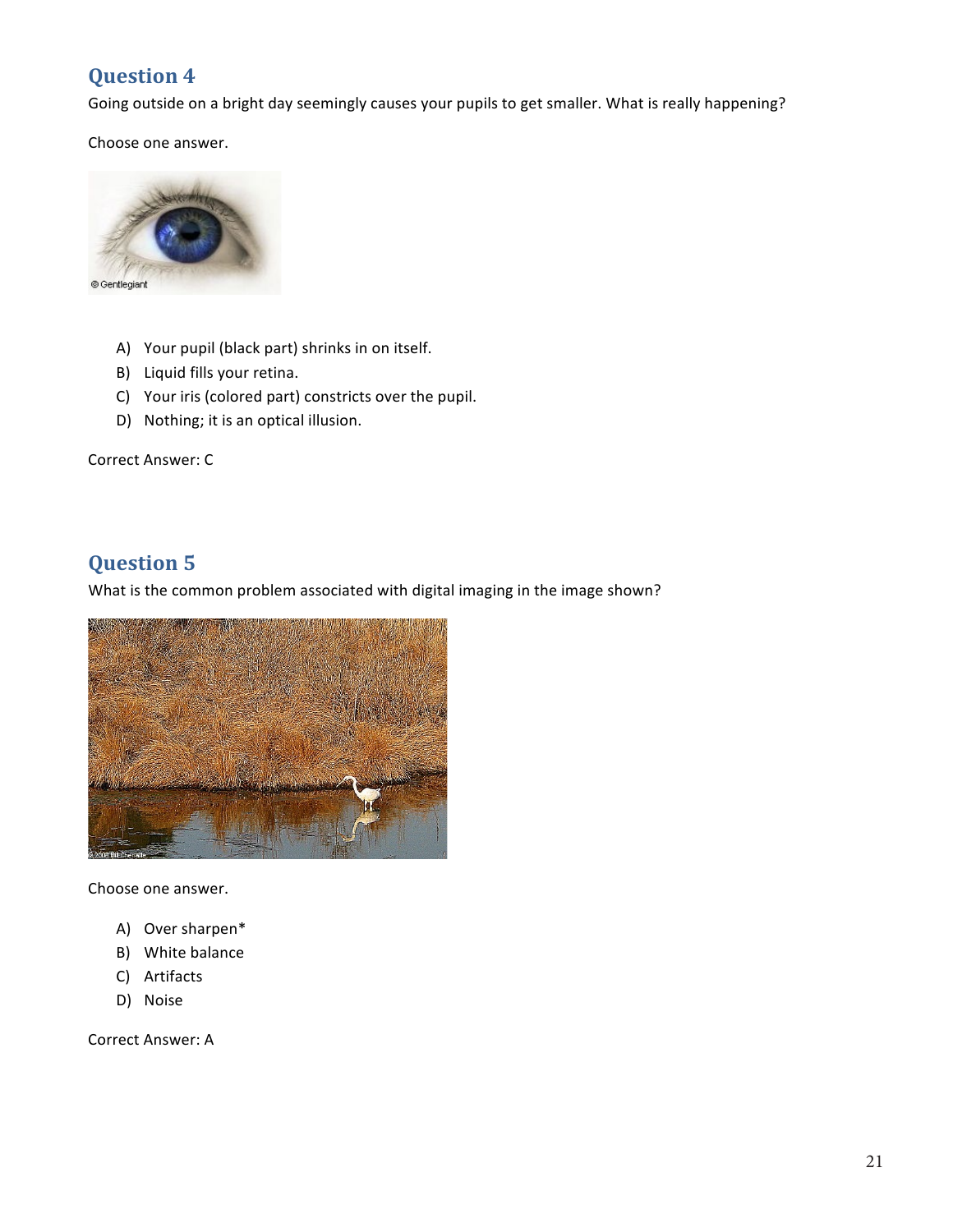## Question 4

Going outside on a bright day seemingly causes your pupils to get smaller. What is really happening?

Choose one answer.

A) Your pupil (black part) shrinks in on itself.
B) Liquid fills your retina.
C) Your iris (colored part) constricts over the pupil.
D) Nothing; it is an optical illusion.

Correct Answer: C

## Question 5

What is the common problem associated with digital imaging in the image shown?

Choose one answer.

A) Over sharpen*
B) White balance
C) Artifacts
D) Noise

Correct Answer: A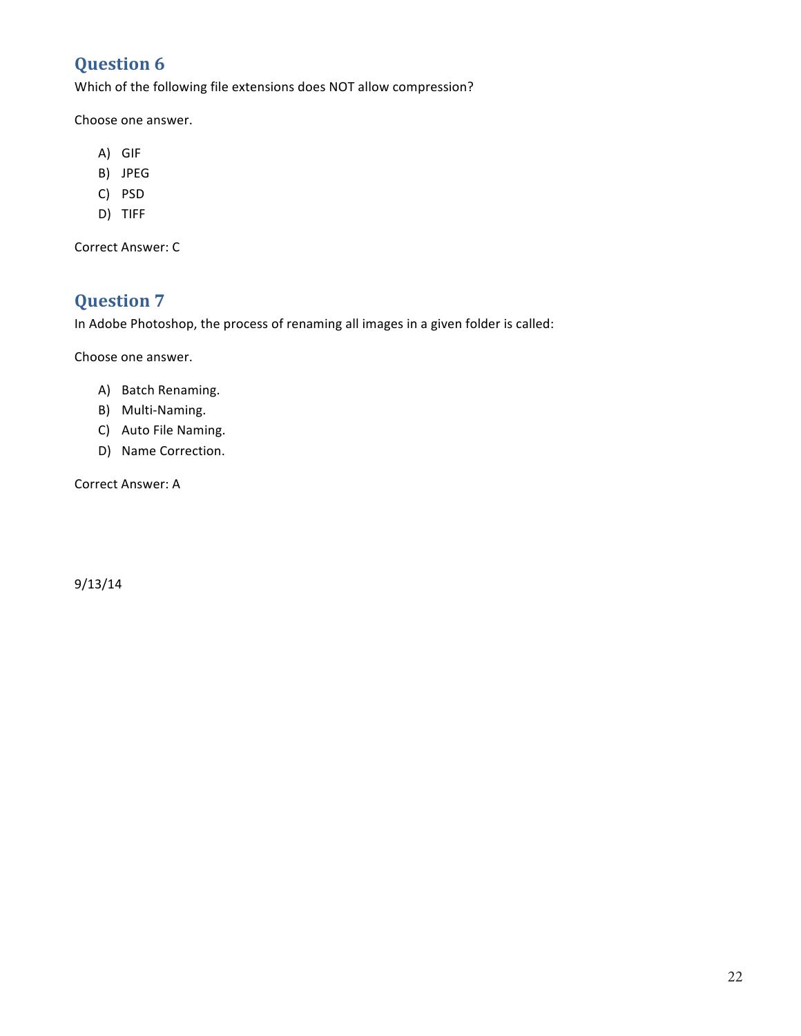## Question 6

Which of the following file extensions does NOT allow compression?

Choose one answer.

A) GIF
B) JPEG
C) PSD
D) TIFF

Correct Answer: C

## Question 7

In Adobe Photoshop, the process of renaming all images in a given folder is called:

Choose one answer.

A) Batch Renaming.
B) Multi-Naming.
C) Auto File Naming.
D) Name Correction.

Correct Answer: A

9/13/14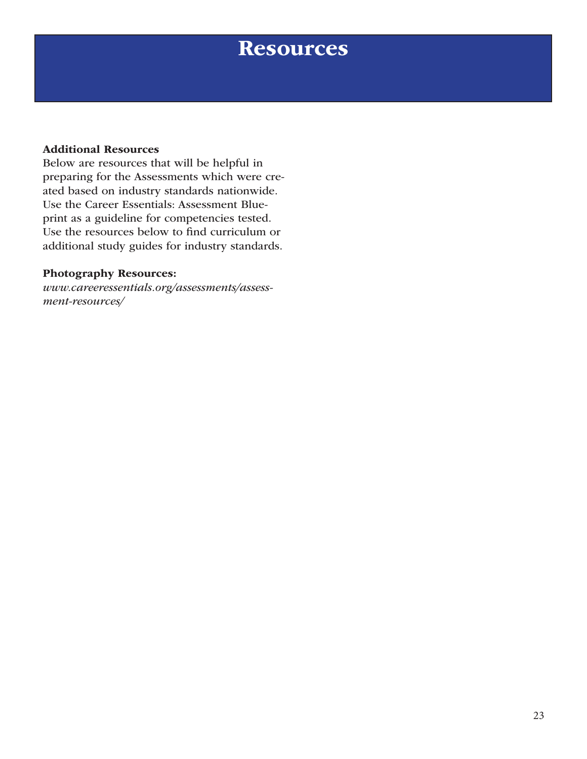# Resources

**Additional Resources**

Below are resources that will be helpful in preparing for the Assessments which were created based on industry standards nationwide. Use the Career Essentials: Assessment Blueprint as a guideline for competencies tested. Use the resources below to find curriculum or additional study guides for industry standards.

**Photography Resources:**

*www.careeressentials.org/assessments/assessment-resources/*